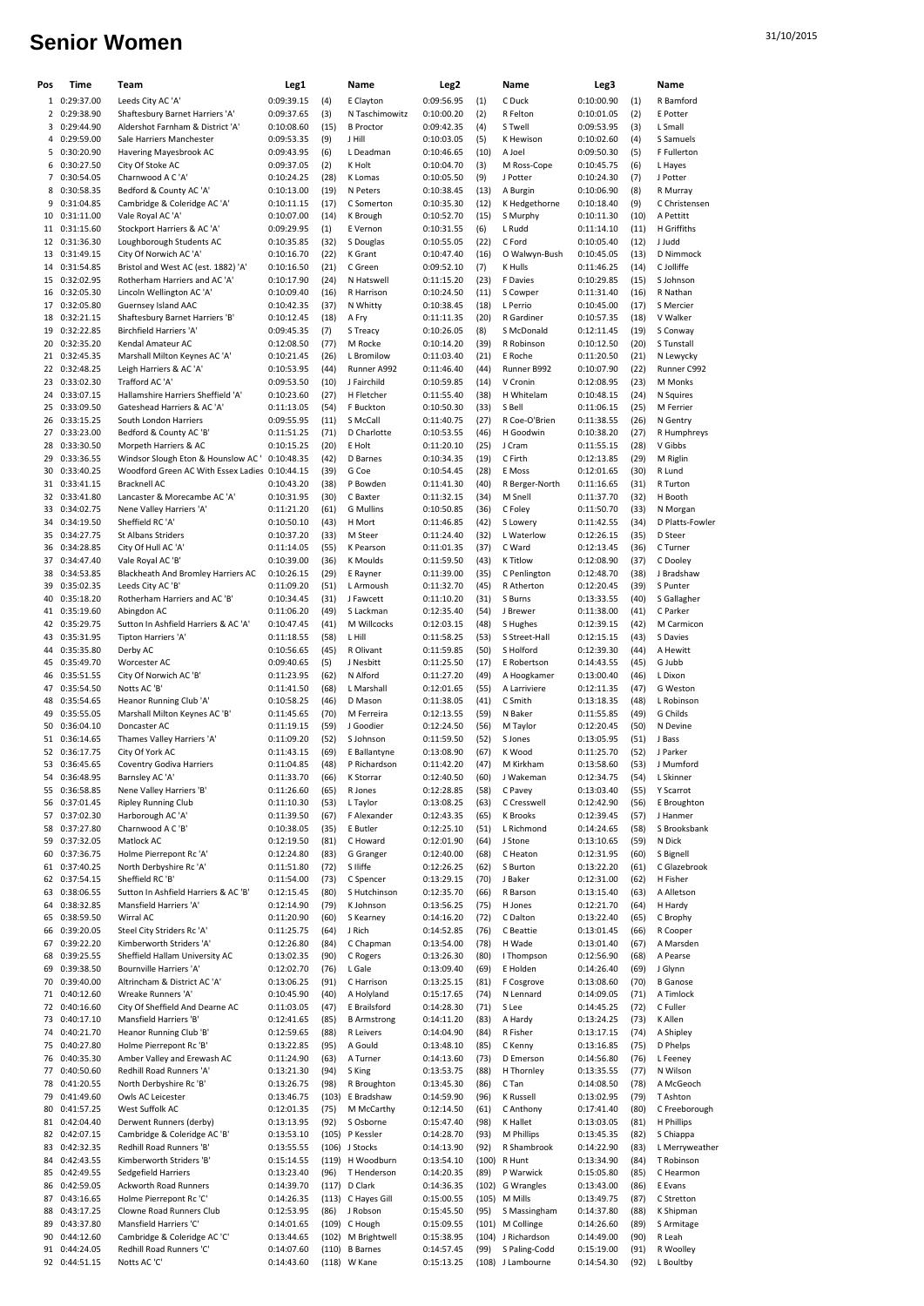# Senior Women

31/10/2015

| Pos | Time | Team | Leg1 | | Name | Leg2 | | Name | Leg3 | | Name |
|---|---|---|---|---|---|---|---|---|---|---|---|
| 1 | 0:29:37.00 | Leeds City AC 'A' | 0:09:39.15 | (4) | E Clayton | 0:09:56.95 | (1) | C Duck | 0:10:00.90 | (1) | R Bamford |
| 2 | 0:29:38.90 | Shaftesbury Barnet Harriers 'A' | 0:09:37.65 | (3) | N Taschimowitz | 0:10:00.20 | (2) | R Felton | 0:10:01.05 | (2) | E Potter |
| 3 | 0:29:44.90 | Aldershot Farnham & District 'A' | 0:10:08.60 | (15) | B Proctor | 0:09:42.35 | (4) | S Twell | 0:09:53.95 | (3) | L Small |
| 4 | 0:29:59.00 | Sale Harriers Manchester | 0:09:53.35 | (9) | J Hill | 0:10:03.05 | (5) | K Hewison | 0:10:02.60 | (4) | S Samuels |
| 5 | 0:30:20.90 | Havering Mayesbrook AC | 0:09:43.95 | (6) | L Deadman | 0:10:46.65 | (10) | A Joel | 0:09:50.30 | (5) | F Fullerton |
| 6 | 0:30:27.50 | City Of Stoke AC | 0:09:37.05 | (2) | K Holt | 0:10:04.70 | (3) | M Ross-Cope | 0:10:45.75 | (6) | L Hayes |
| 7 | 0:30:54.05 | Charnwood A C 'A' | 0:10:24.25 | (28) | K Lomas | 0:10:05.50 | (9) | J Potter | 0:10:24.30 | (7) | J Potter |
| 8 | 0:30:58.35 | Bedford & County AC 'A' | 0:10:13.00 | (19) | N Peters | 0:10:38.45 | (13) | A Burgin | 0:10:06.90 | (8) | R Murray |
| 9 | 0:31:04.85 | Cambridge & Coleridge AC 'A' | 0:10:11.15 | (17) | C Somerton | 0:10:35.30 | (12) | K Hedgethorne | 0:10:18.40 | (9) | C Christensen |
| 10 | 0:31:11.00 | Vale Royal AC 'A' | 0:10:07.00 | (14) | K Brough | 0:10:52.70 | (15) | S Murphy | 0:10:11.30 | (10) | A Pettitt |
| 11 | 0:31:15.60 | Stockport Harriers & AC 'A' | 0:09:29.95 | (1) | E Vernon | 0:10:31.55 | (6) | L Rudd | 0:11:14.10 | (11) | H Griffiths |
| 12 | 0:31:36.30 | Loughborough Students AC | 0:10:35.85 | (32) | S Douglas | 0:10:55.05 | (22) | C Ford | 0:10:05.40 | (12) | J Judd |
| 13 | 0:31:49.15 | City Of Norwich AC 'A' | 0:10:16.70 | (22) | K Grant | 0:10:47.40 | (16) | O Walwyn-Bush | 0:10:45.05 | (13) | D Nimmock |
| 14 | 0:31:54.85 | Bristol and West AC (est. 1882) 'A' | 0:10:16.50 | (21) | C Green | 0:09:52.10 | (7) | K Hulls | 0:11:46.25 | (14) | C Jolliffe |
| 15 | 0:32:02.95 | Rotherham Harriers and AC 'A' | 0:10:17.90 | (24) | N Hatswell | 0:11:15.20 | (23) | F Davies | 0:10:29.85 | (15) | S Johnson |
| 16 | 0:32:05.30 | Lincoln Wellington AC 'A' | 0:10:09.40 | (16) | R Harrison | 0:10:24.50 | (11) | S Cowper | 0:11:31.40 | (16) | R Nathan |
| 17 | 0:32:05.80 | Guernsey Island AAC | 0:10:42.35 | (37) | N Whitty | 0:10:38.45 | (18) | L Perrio | 0:10:45.00 | (17) | S Mercier |
| 18 | 0:32:21.15 | Shaftesbury Barnet Harriers 'B' | 0:10:12.45 | (18) | A Fry | 0:11:11.35 | (20) | R Gardiner | 0:10:57.35 | (18) | V Walker |
| 19 | 0:32:22.85 | Birchfield Harriers 'A' | 0:09:45.35 | (7) | S Treacy | 0:10:26.05 | (8) | S McDonald | 0:12:11.45 | (19) | S Conway |
| 20 | 0:32:35.20 | Kendal Amateur AC | 0:12:08.50 | (77) | M Rocke | 0:10:14.20 | (39) | R Robinson | 0:10:12.50 | (20) | S Tunstall |
| 21 | 0:32:45.35 | Marshall Milton Keynes AC 'A' | 0:10:21.45 | (26) | L Bromilow | 0:11:03.40 | (21) | E Roche | 0:11:20.50 | (21) | N Lewycky |
| 22 | 0:32:48.25 | Leigh Harriers & AC 'A' | 0:10:53.95 | (44) | Runner A992 | 0:11:46.40 | (44) | Runner B992 | 0:10:07.90 | (22) | Runner C992 |
| 23 | 0:33:02.30 | Trafford AC 'A' | 0:09:53.50 | (10) | J Fairchild | 0:10:59.85 | (14) | V Cronin | 0:12:08.95 | (23) | M Monks |
| 24 | 0:33:07.15 | Hallamshire Harriers Sheffield 'A' | 0:10:23.60 | (27) | H Fletcher | 0:11:55.40 | (38) | H Whitelam | 0:10:48.15 | (24) | N Squires |
| 25 | 0:33:09.50 | Gateshead Harriers & AC 'A' | 0:11:13.05 | (54) | F Buckton | 0:10:50.30 | (33) | S Bell | 0:11:06.15 | (25) | M Ferrier |
| 26 | 0:33:15.25 | South London Harriers | 0:09:55.95 | (11) | S McCall | 0:11:40.75 | (27) | R Coe-O'Brien | 0:11:38.55 | (26) | N Gentry |
| 27 | 0:33:23.00 | Bedford & County AC 'B' | 0:11:51.25 | (71) | D Charlotte | 0:10:53.55 | (46) | H Goodwin | 0:10:38.20 | (27) | R Humphreys |
| 28 | 0:33:30.50 | Morpeth Harriers & AC | 0:10:15.25 | (20) | E Holt | 0:11:20.10 | (25) | J Cram | 0:11:55.15 | (28) | V Gibbs |
| 29 | 0:33:36.55 | Windsor Slough Eton & Hounslow AC ' | 0:10:48.35 | (42) | D Barnes | 0:10:34.35 | (19) | C Firth | 0:12:13.85 | (29) | M Riglin |
| 30 | 0:33:40.25 | Woodford Green AC With Essex Ladies | 0:10:44.15 | (39) | G Coe | 0:10:54.45 | (28) | E Moss | 0:12:01.65 | (30) | R Lund |
| 31 | 0:33:41.15 | Bracknell AC | 0:10:43.20 | (38) | P Bowden | 0:11:41.30 | (40) | R Berger-North | 0:11:16.65 | (31) | R Turton |
| 32 | 0:33:41.80 | Lancaster & Morecambe AC 'A' | 0:10:31.95 | (30) | C Baxter | 0:11:32.15 | (34) | M Snell | 0:11:37.70 | (32) | H Booth |
| 33 | 0:34:02.75 | Nene Valley Harriers 'A' | 0:11:21.20 | (61) | G Mullins | 0:10:50.85 | (36) | C Foley | 0:11:50.70 | (33) | N Morgan |
| 34 | 0:34:19.50 | Sheffield RC 'A' | 0:10:50.10 | (43) | H Mort | 0:11:46.85 | (42) | S Lowery | 0:11:42.55 | (34) | D Platts-Fowler |
| 35 | 0:34:27.75 | St Albans Striders | 0:10:37.20 | (33) | M Steer | 0:11:24.40 | (32) | L Waterlow | 0:12:26.15 | (35) | D Steer |
| 36 | 0:34:28.85 | City Of Hull AC 'A' | 0:11:14.05 | (55) | K Pearson | 0:11:01.35 | (37) | C Ward | 0:12:13.45 | (36) | C Turner |
| 37 | 0:34:47.40 | Vale Royal AC 'B' | 0:10:39.00 | (36) | K Moulds | 0:11:59.50 | (43) | K Titlow | 0:12:08.90 | (37) | C Dooley |
| 38 | 0:34:53.85 | Blackheath And Bromley Harriers AC | 0:10:26.15 | (29) | E Rayner | 0:11:39.00 | (35) | C Penlington | 0:12:48.70 | (38) | J Bradshaw |
| 39 | 0:35:02.35 | Leeds City AC 'B' | 0:11:09.20 | (51) | L Armoush | 0:11:32.70 | (45) | R Atherton | 0:12:20.45 | (39) | S Punter |
| 40 | 0:35:18.20 | Rotherham Harriers and AC 'B' | 0:10:34.45 | (31) | J Fawcett | 0:11:10.20 | (31) | S Burns | 0:13:33.55 | (40) | S Gallagher |
| 41 | 0:35:19.60 | Abingdon AC | 0:11:06.20 | (49) | S Lackman | 0:12:35.40 | (54) | J Brewer | 0:11:38.00 | (41) | C Parker |
| 42 | 0:35:29.75 | Sutton In Ashfield Harriers & AC 'A' | 0:10:47.45 | (41) | M Willcocks | 0:12:03.15 | (48) | S Hughes | 0:12:39.15 | (42) | M Carmicon |
| 43 | 0:35:31.95 | Tipton Harriers 'A' | 0:11:18.55 | (58) | L Hill | 0:11:58.25 | (53) | S Street-Hall | 0:12:15.15 | (43) | S Davies |
| 44 | 0:35:35.80 | Derby AC | 0:10:56.65 | (45) | R Olivant | 0:11:59.85 | (50) | S Holford | 0:12:39.30 | (44) | A Hewitt |
| 45 | 0:35:49.70 | Worcester AC | 0:09:40.65 | (5) | J Nesbitt | 0:11:25.50 | (17) | E Robertson | 0:14:43.55 | (45) | G Jubb |
| 46 | 0:35:51.55 | City Of Norwich AC 'B' | 0:11:23.95 | (62) | N Alford | 0:11:27.20 | (49) | A Hoogkamer | 0:13:00.40 | (46) | L Dixon |
| 47 | 0:35:54.50 | Notts AC 'B' | 0:11:41.50 | (68) | L Marshall | 0:12:01.65 | (55) | A Larriviere | 0:12:11.35 | (47) | G Weston |
| 48 | 0:35:54.65 | Heanor Running Club 'A' | 0:10:58.25 | (46) | D Mason | 0:11:38.05 | (41) | C Smith | 0:13:18.35 | (48) | L Robinson |
| 49 | 0:35:55.05 | Marshall Milton Keynes AC 'B' | 0:11:45.65 | (70) | M Ferreira | 0:12:13.55 | (59) | N Baker | 0:11:55.85 | (49) | G Childs |
| 50 | 0:36:04.10 | Doncaster AC | 0:11:19.15 | (59) | J Goodier | 0:12:24.50 | (56) | M Taylor | 0:12:20.45 | (50) | N Devine |
| 51 | 0:36:14.65 | Thames Valley Harriers 'A' | 0:11:09.20 | (52) | S Johnson | 0:11:59.50 | (52) | S Jones | 0:13:05.95 | (51) | J Bass |
| 52 | 0:36:17.75 | City Of York AC | 0:11:43.15 | (69) | E Ballantyne | 0:13:08.90 | (67) | K Wood | 0:11:25.70 | (52) | J Parker |
| 53 | 0:36:45.65 | Coventry Godiva Harriers | 0:11:04.85 | (48) | P Richardson | 0:11:42.20 | (47) | M Kirkham | 0:13:58.60 | (53) | J Mumford |
| 54 | 0:36:48.95 | Barnsley AC 'A' | 0:11:33.70 | (66) | K Storrar | 0:12:40.50 | (60) | J Wakeman | 0:12:34.75 | (54) | L Skinner |
| 55 | 0:36:58.85 | Nene Valley Harriers 'B' | 0:11:26.60 | (65) | R Jones | 0:12:28.85 | (58) | C Pavey | 0:13:03.40 | (55) | Y Scarrot |
| 56 | 0:37:01.45 | Ripley Running Club | 0:11:10.30 | (53) | L Taylor | 0:13:08.25 | (63) | C Cresswell | 0:12:42.90 | (56) | E Broughton |
| 57 | 0:37:02.30 | Harborough AC 'A' | 0:11:39.50 | (67) | F Alexander | 0:12:43.35 | (65) | K Brooks | 0:12:39.45 | (57) | J Hanmer |
| 58 | 0:37:27.80 | Charnwood A C 'B' | 0:10:38.05 | (35) | E Butler | 0:12:25.10 | (51) | L Richmond | 0:14:24.65 | (58) | S Brooksbank |
| 59 | 0:37:32.05 | Matlock AC | 0:12:19.50 | (81) | C Howard | 0:12:01.90 | (64) | J Stone | 0:13:10.65 | (59) | N Dick |
| 60 | 0:37:36.75 | Holme Pierrepont Rc 'A' | 0:12:24.80 | (83) | G Granger | 0:12:40.00 | (68) | C Heaton | 0:12:31.95 | (60) | S Bignell |
| 61 | 0:37:40.25 | North Derbyshire Rc 'A' | 0:11:51.80 | (72) | S Iliffe | 0:12:26.25 | (62) | S Burton | 0:13:22.20 | (61) | C Glazebrook |
| 62 | 0:37:54.15 | Sheffield RC 'B' | 0:11:54.00 | (73) | C Spencer | 0:13:29.15 | (70) | J Baker | 0:12:31.00 | (62) | H Fisher |
| 63 | 0:38:06.55 | Sutton In Ashfield Harriers & AC 'B' | 0:12:15.45 | (80) | S Hutchinson | 0:12:35.70 | (66) | R Barson | 0:13:15.40 | (63) | A Alletson |
| 64 | 0:38:32.85 | Mansfield Harriers 'A' | 0:12:14.90 | (79) | K Johnson | 0:13:56.25 | (75) | H Jones | 0:12:21.70 | (64) | H Hardy |
| 65 | 0:38:59.50 | Wirral AC | 0:11:20.90 | (60) | S Kearney | 0:14:16.20 | (72) | C Dalton | 0:13:22.40 | (65) | C Brophy |
| 66 | 0:39:20.05 | Steel City Striders Rc 'A' | 0:11:25.75 | (64) | J Rich | 0:14:52.85 | (76) | C Beattie | 0:13:01.45 | (66) | R Cooper |
| 67 | 0:39:22.20 | Kimberworth Striders 'A' | 0:12:26.80 | (84) | C Chapman | 0:13:54.00 | (78) | H Wade | 0:13:01.40 | (67) | A Marsden |
| 68 | 0:39:25.55 | Sheffield Hallam University AC | 0:13:02.35 | (90) | C Rogers | 0:13:26.30 | (80) | I Thompson | 0:12:56.90 | (68) | A Pearse |
| 69 | 0:39:38.50 | Bournville Harriers 'A' | 0:12:02.70 | (76) | L Gale | 0:13:09.40 | (69) | E Holden | 0:14:26.40 | (69) | J Glynn |
| 70 | 0:39:40.00 | Altrincham & District AC 'A' | 0:13:06.25 | (91) | C Harrison | 0:13:25.15 | (81) | F Cosgrove | 0:13:08.60 | (70) | B Ganose |
| 71 | 0:40:12.60 | Wreake Runners 'A' | 0:10:45.90 | (40) | A Holyland | 0:15:17.65 | (74) | N Lennard | 0:14:09.05 | (71) | A Timlock |
| 72 | 0:40:16.60 | City Of Sheffield And Dearne AC | 0:11:03.05 | (47) | E Brailsford | 0:14:28.30 | (71) | S Lee | 0:14:45.25 | (72) | C Fuller |
| 73 | 0:40:17.10 | Mansfield Harriers 'B' | 0:12:41.65 | (85) | B Armstrong | 0:14:11.20 | (83) | A Hardy | 0:13:24.25 | (73) | K Allen |
| 74 | 0:40:21.70 | Heanor Running Club 'B' | 0:12:59.65 | (88) | R Waites | 0:14:04.90 | (84) | R Fisher | 0:13:17.15 | (74) | A Shipley |
| 75 | 0:40:27.80 | Holme Pierrepont Rc 'B' | 0:13:22.85 | (95) | A Gould | 0:13:48.10 | (85) | C Kenny | 0:13:16.85 | (75) | D Phelps |
| 76 | 0:40:35.30 | Amber Valley and Erewash AC | 0:11:24.90 | (63) | A Turner | 0:14:13.60 | (73) | D Emerson | 0:14:56.80 | (76) | L Feeney |
| 77 | 0:40:50.60 | Redhill Road Runners 'A' | 0:13:21.30 | (94) | S King | 0:13:53.75 | (88) | H Thornley | 0:13:35.55 | (77) | N Wilson |
| 78 | 0:41:20.55 | North Derbyshire Rc 'B' | 0:13:26.75 | (98) | R Broughton | 0:13:45.30 | (86) | C Tan | 0:14:08.50 | (78) | A McGeoch |
| 79 | 0:41:49.60 | Owls AC Leicester | 0:13:46.75 | (103) | E Bradshaw | 0:14:59.90 | (96) | K Russell | 0:13:02.95 | (79) | T Ashton |
| 80 | 0:41:57.25 | West Suffolk AC | 0:12:01.35 | (75) | M McCarthy | 0:12:14.50 | (61) | C Anthony | 0:17:41.40 | (80) | C Freeborough |
| 81 | 0:42:04.40 | Derwent Runners (derby) | 0:13:13.95 | (92) | S Osborne | 0:15:47.40 | (98) | K Hallet | 0:13:03.05 | (81) | H Phillips |
| 82 | 0:42:07.15 | Cambridge & Coleridge AC 'B' | 0:13:53.10 | (105) | P Kessler | 0:14:28.70 | (93) | M Phillips | 0:13:45.35 | (82) | S Chiappa |
| 83 | 0:42:32.35 | Redhill Road Runners 'B' | 0:13:55.55 | (106) | J Stocks | 0:14:13.90 | (92) | R Shambrook | 0:14:22.90 | (83) | L Merryweather |
| 84 | 0:42:43.55 | Kimberworth Striders 'B' | 0:15:14.55 | (119) | H Woodburn | 0:13:54.10 | (100) | R Hunt | 0:13:34.90 | (84) | T Robinson |
| 85 | 0:42:49.55 | Sedgefield Harriers | 0:13:23.40 | (96) | T Henderson | 0:14:20.35 | (89) | P Warwick | 0:15:05.80 | (85) | C Hearmon |
| 86 | 0:42:59.05 | Ackworth Road Runners | 0:14:39.70 | (117) | D Clark | 0:14:36.35 | (102) | G Wrangles | 0:13:43.00 | (86) | E Evans |
| 87 | 0:43:16.65 | Holme Pierrepont Rc 'C' | 0:14:26.35 | (113) | C Hayes Gill | 0:15:00.55 | (105) | M Mills | 0:13:49.75 | (87) | C Stretton |
| 88 | 0:43:17.25 | Clowne Road Runners Club | 0:12:53.95 | (86) | J Robson | 0:15:45.50 | (95) | S Massingham | 0:14:37.80 | (88) | K Shipman |
| 89 | 0:43:37.80 | Mansfield Harriers 'C' | 0:14:01.65 | (109) | C Hough | 0:15:09.55 | (101) | M Collinge | 0:14:26.60 | (89) | S Armitage |
| 90 | 0:44:12.60 | Cambridge & Coleridge AC 'C' | 0:13:44.65 | (102) | M Brightwell | 0:15:38.95 | (104) | J Richardson | 0:14:49.00 | (90) | R Leah |
| 91 | 0:44:24.05 | Redhill Road Runners 'C' | 0:14:07.60 | (110) | B Barnes | 0:14:57.45 | (99) | S Paling-Codd | 0:15:19.00 | (91) | R Woolley |
| 92 | 0:44:51.15 | Notts AC 'C' | 0:14:43.60 | (118) | W Kane | 0:15:13.25 | (108) | J Lambourne | 0:14:54.30 | (92) | L Boultby |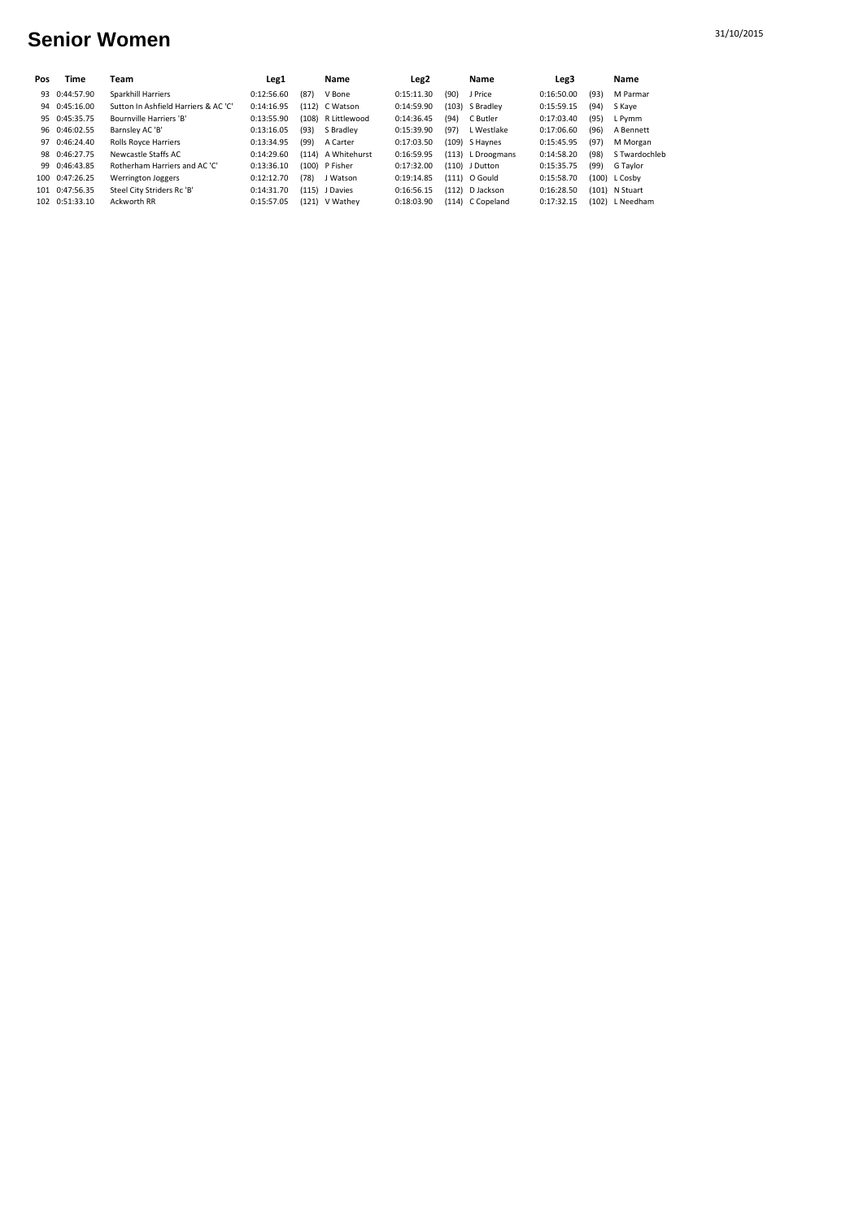# Senior Women

31/10/2015

| Pos | Time | Team | Leg1 | | Name | Leg2 | | Name | Leg3 | | Name |
|---|---|---|---|---|---|---|---|---|---|---|---|
| 93 | 0:44:57.90 | Sparkhill Harriers | 0:12:56.60 | (87) | V Bone | 0:15:11.30 | (90) | J Price | 0:16:50.00 | (93) | M Parmar |
| 94 | 0:45:16.00 | Sutton In Ashfield Harriers & AC 'C' | 0:14:16.95 | (112) | C Watson | 0:14:59.90 | (103) | S Bradley | 0:15:59.15 | (94) | S Kaye |
| 95 | 0:45:35.75 | Bournville Harriers 'B' | 0:13:55.90 | (108) | R Littlewood | 0:14:36.45 | (94) | C Butler | 0:17:03.40 | (95) | L Pymm |
| 96 | 0:46:02.55 | Barnsley AC 'B' | 0:13:16.05 | (93) | S Bradley | 0:15:39.90 | (97) | L Westlake | 0:17:06.60 | (96) | A Bennett |
| 97 | 0:46:24.40 | Rolls Royce Harriers | 0:13:34.95 | (99) | A Carter | 0:17:03.50 | (109) | S Haynes | 0:15:45.95 | (97) | M Morgan |
| 98 | 0:46:27.75 | Newcastle Staffs AC | 0:14:29.60 | (114) | A Whitehurst | 0:16:59.95 | (113) | L Droogmans | 0:14:58.20 | (98) | S Twardochleb |
| 99 | 0:46:43.85 | Rotherham Harriers and AC 'C' | 0:13:36.10 | (100) | P Fisher | 0:17:32.00 | (110) | J Dutton | 0:15:35.75 | (99) | G Taylor |
| 100 | 0:47:26.25 | Werrington Joggers | 0:12:12.70 | (78) | J Watson | 0:19:14.85 | (111) | O Gould | 0:15:58.70 | (100) | L Cosby |
| 101 | 0:47:56.35 | Steel City Striders Rc 'B' | 0:14:31.70 | (115) | J Davies | 0:16:56.15 | (112) | D Jackson | 0:16:28.50 | (101) | N Stuart |
| 102 | 0:51:33.10 | Ackworth RR | 0:15:57.05 | (121) | V Wathey | 0:18:03.90 | (114) | C Copeland | 0:17:32.15 | (102) | L Needham |